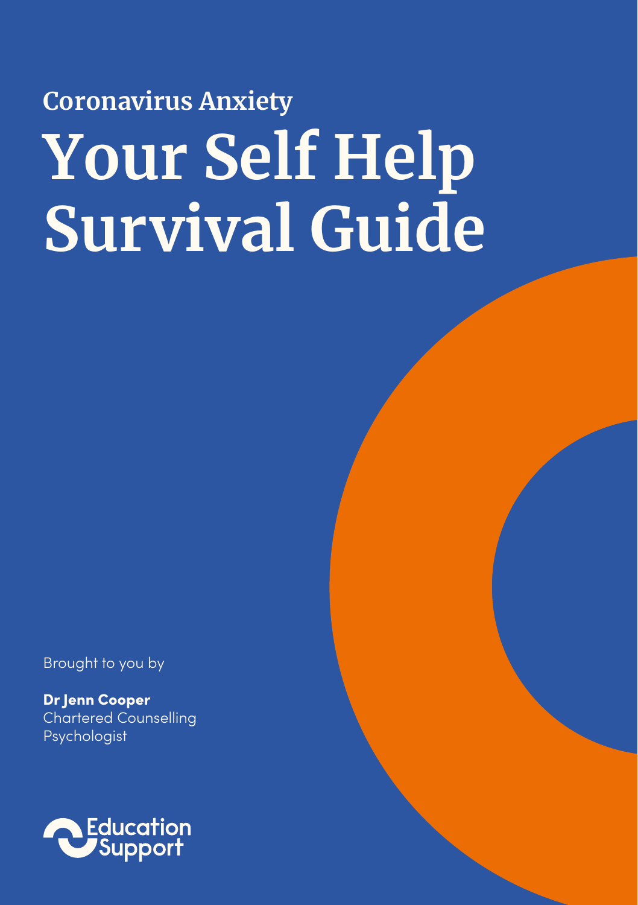## Coronavirus Anxiety

# Your Self Help Survival Guide

Brought to you by

**Dr Jenn Cooper**
Chartered Counselling Psychologist

Education Support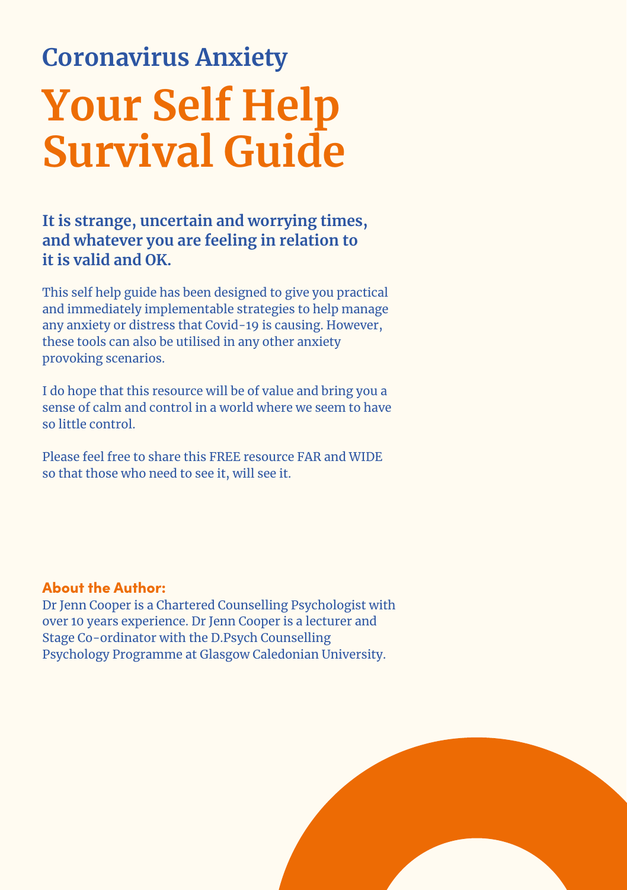## Coronavirus Anxiety

# Your Self Help Survival Guide

**It is strange, uncertain and worrying times, and whatever you are feeling in relation to it is valid and OK.**

This self help guide has been designed to give you practical and immediately implementable strategies to help manage any anxiety or distress that Covid-19 is causing. However, these tools can also be utilised in any other anxiety provoking scenarios.

I do hope that this resource will be of value and bring you a sense of calm and control in a world where we seem to have so little control.

Please feel free to share this FREE resource FAR and WIDE so that those who need to see it, will see it.

**About the Author:**
Dr Jenn Cooper is a Chartered Counselling Psychologist with over 10 years experience. Dr Jenn Cooper is a lecturer and Stage Co-ordinator with the D.Psych Counselling Psychology Programme at Glasgow Caledonian University.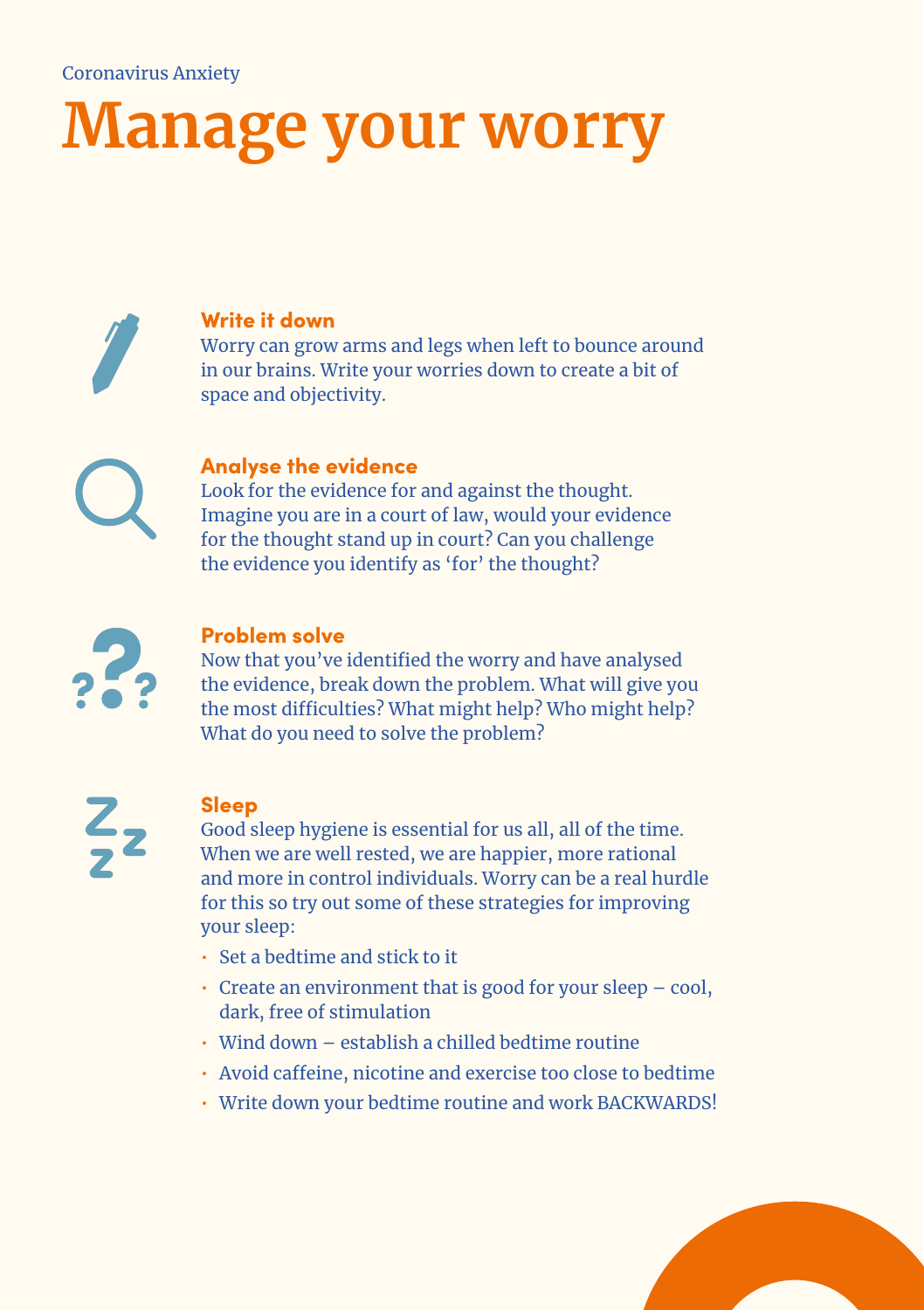Coronavirus Anxiety

# Manage your worry

## Write it down

Worry can grow arms and legs when left to bounce around in our brains. Write your worries down to create a bit of space and objectivity.

## Analyse the evidence

Look for the evidence for and against the thought. Imagine you are in a court of law, would your evidence for the thought stand up in court? Can you challenge the evidence you identify as 'for' the thought?

## Problem solve

Now that you've identified the worry and have analysed the evidence, break down the problem. What will give you the most difficulties? What might help? Who might help? What do you need to solve the problem?

## Sleep

Good sleep hygiene is essential for us all, all of the time. When we are well rested, we are happier, more rational and more in control individuals. Worry can be a real hurdle for this so try out some of these strategies for improving your sleep:

- Set a bedtime and stick to it
- Create an environment that is good for your sleep – cool, dark, free of stimulation
- Wind down – establish a chilled bedtime routine
- Avoid caffeine, nicotine and exercise too close to bedtime
- Write down your bedtime routine and work BACKWARDS!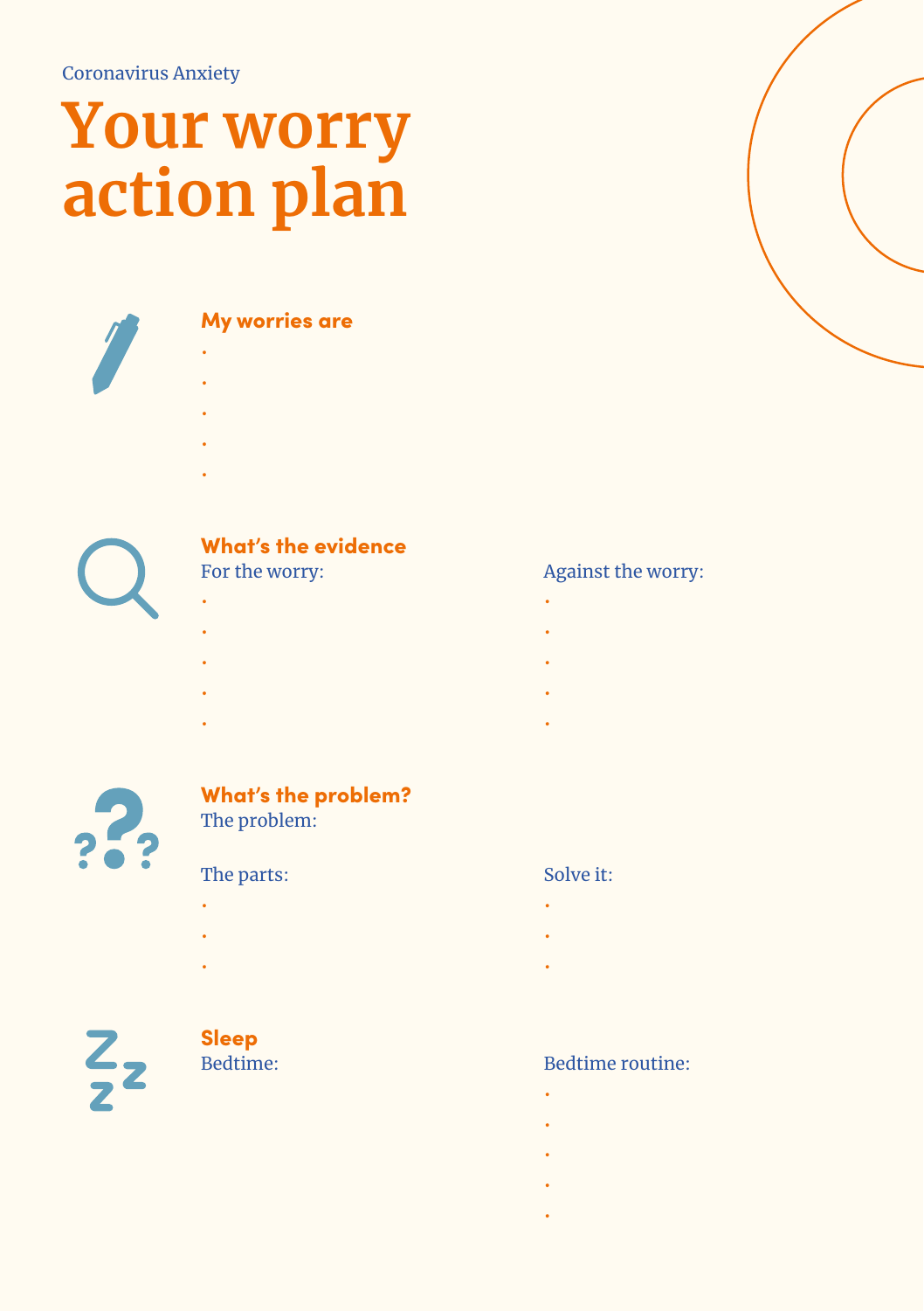Coronavirus Anxiety

# Your worry action plan

## My worries are

- 
- 
- 
- 
- 

## What's the evidence

For the worry:

- 
- 
- 
- 
- 

Against the worry:

- 
- 
- 
- 
- 

## What's the problem?

The problem:

The parts:

- 
- 
- 

Solve it:

- 
- 
- 

## Sleep

Bedtime:

Bedtime routine:

- 
- 
- 
- 
-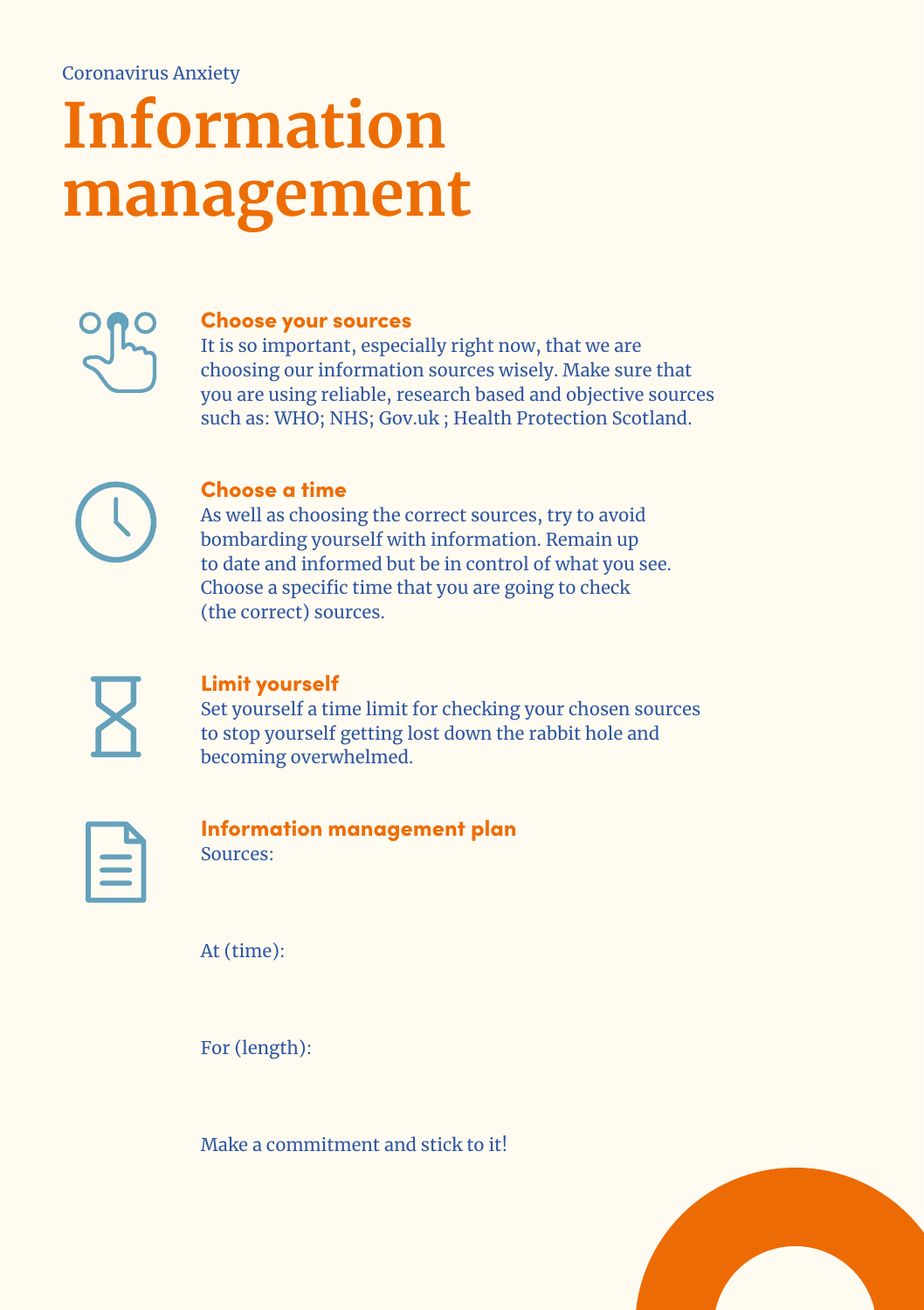Coronavirus Anxiety

# Information management

### Choose your sources

It is so important, especially right now, that we are choosing our information sources wisely. Make sure that you are using reliable, research based and objective sources such as: WHO; NHS; Gov.uk ; Health Protection Scotland.

### Choose a time

As well as choosing the correct sources, try to avoid bombarding yourself with information. Remain up to date and informed but be in control of what you see. Choose a specific time that you are going to check (the correct) sources.

### Limit yourself

Set yourself a time limit for checking your chosen sources to stop yourself getting lost down the rabbit hole and becoming overwhelmed.

### Information management plan

Sources:

At (time):

For (length):

Make a commitment and stick to it!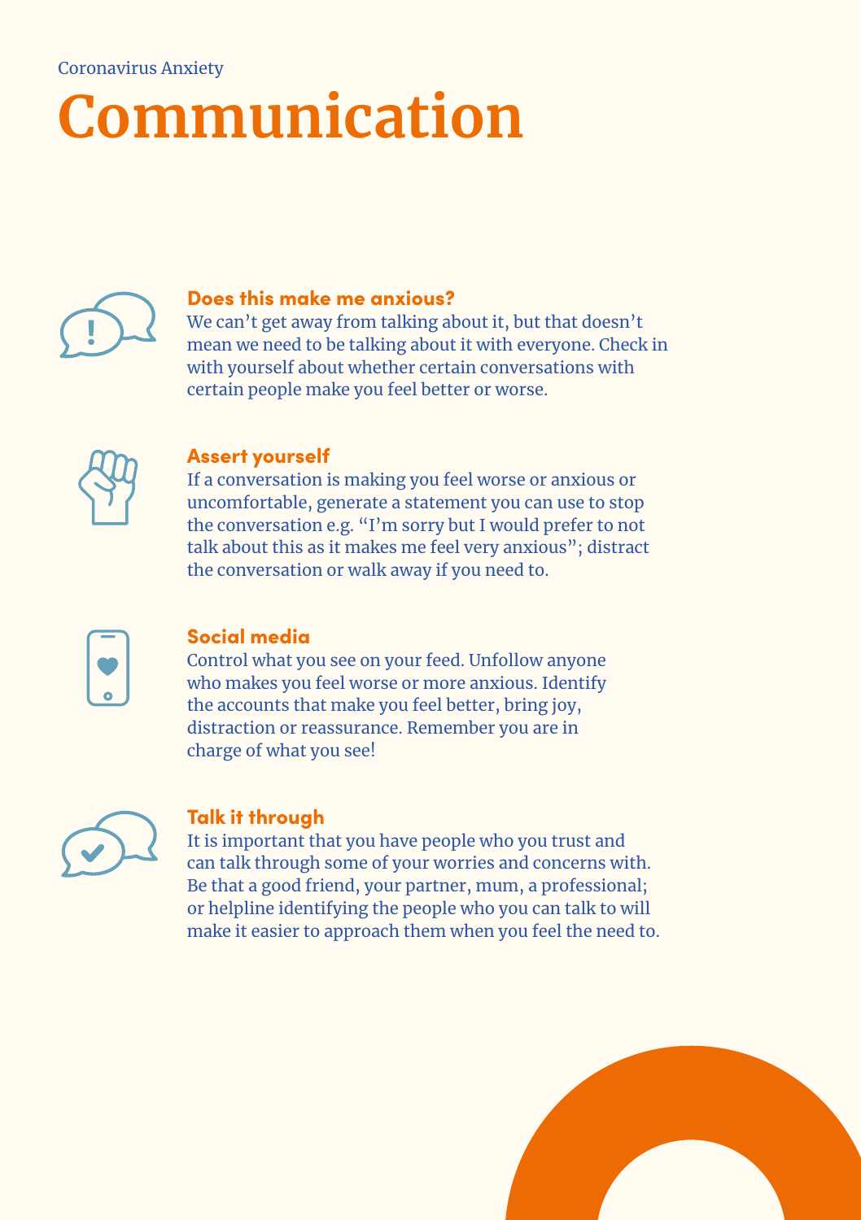Coronavirus Anxiety

# Communication

### Does this make me anxious?

We can't get away from talking about it, but that doesn't mean we need to be talking about it with everyone. Check in with yourself about whether certain conversations with certain people make you feel better or worse.

### Assert yourself

If a conversation is making you feel worse or anxious or uncomfortable, generate a statement you can use to stop the conversation e.g. "I'm sorry but I would prefer to not talk about this as it makes me feel very anxious"; distract the conversation or walk away if you need to.

### Social media

Control what you see on your feed. Unfollow anyone who makes you feel worse or more anxious. Identify the accounts that make you feel better, bring joy, distraction or reassurance. Remember you are in charge of what you see!

### Talk it through

It is important that you have people who you trust and can talk through some of your worries and concerns with. Be that a good friend, your partner, mum, a professional; or helpline identifying the people who you can talk to will make it easier to approach them when you feel the need to.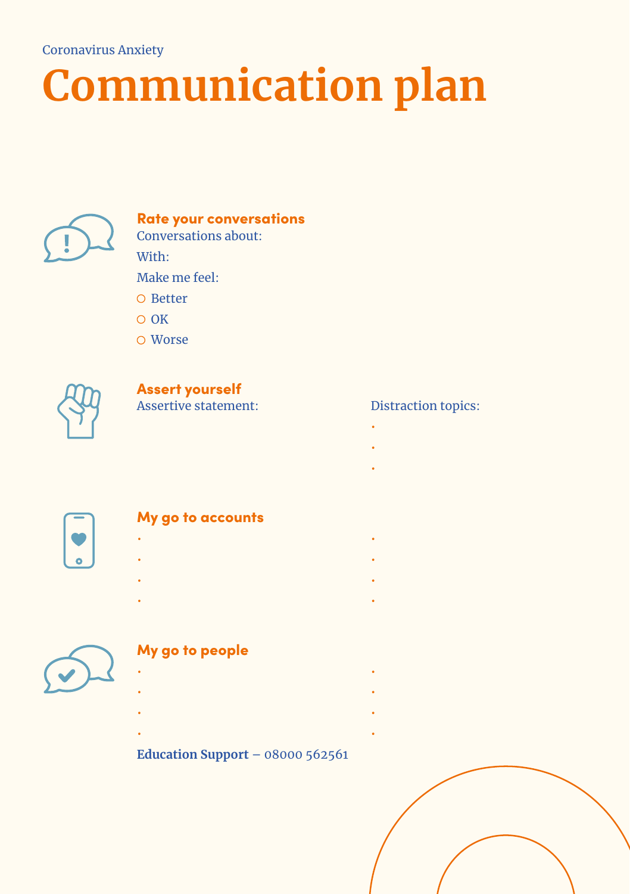Coronavirus Anxiety

# Communication plan

## Rate your conversations

Conversations about:

With:

Make me feel:

- ○ Better
- ○ OK
- ○ Worse

## Assert yourself

Assertive statement:

Distraction topics:

- 
- 
- 

## My go to accounts

- 
- 
- 
- 
- 
- 
- 
- 

## My go to people

- 
- 
- 
- 
- 
- 
- 
- 

**Education Support** – 08000 562561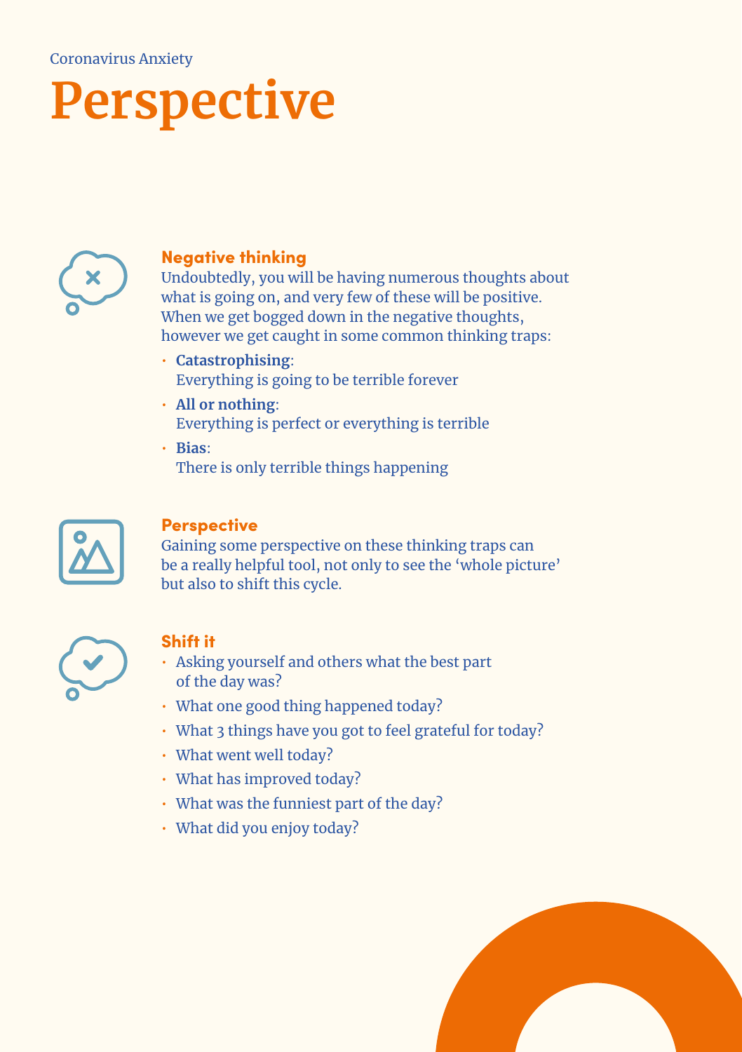Coronavirus Anxiety

# Perspective

## Negative thinking

Undoubtedly, you will be having numerous thoughts about what is going on, and very few of these will be positive. When we get bogged down in the negative thoughts, however we get caught in some common thinking traps:

- **Catastrophising**:
  Everything is going to be terrible forever
- **All or nothing**:
  Everything is perfect or everything is terrible
- **Bias**:
  There is only terrible things happening

## Perspective

Gaining some perspective on these thinking traps can be a really helpful tool, not only to see the 'whole picture' but also to shift this cycle.

## Shift it

- Asking yourself and others what the best part of the day was?
- What one good thing happened today?
- What 3 things have you got to feel grateful for today?
- What went well today?
- What has improved today?
- What was the funniest part of the day?
- What did you enjoy today?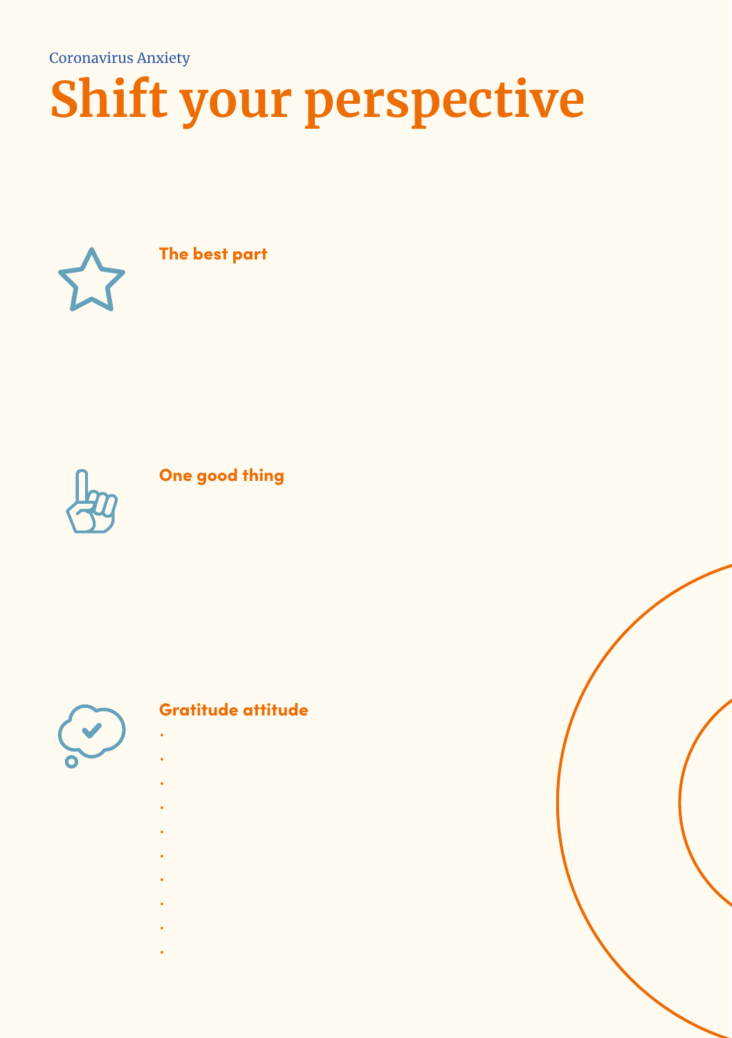Coronavirus Anxiety

# Shift your perspective

### The best part

### One good thing

### Gratitude attitude

- 
- 
- 
- 
- 
- 
- 
- 
- 
-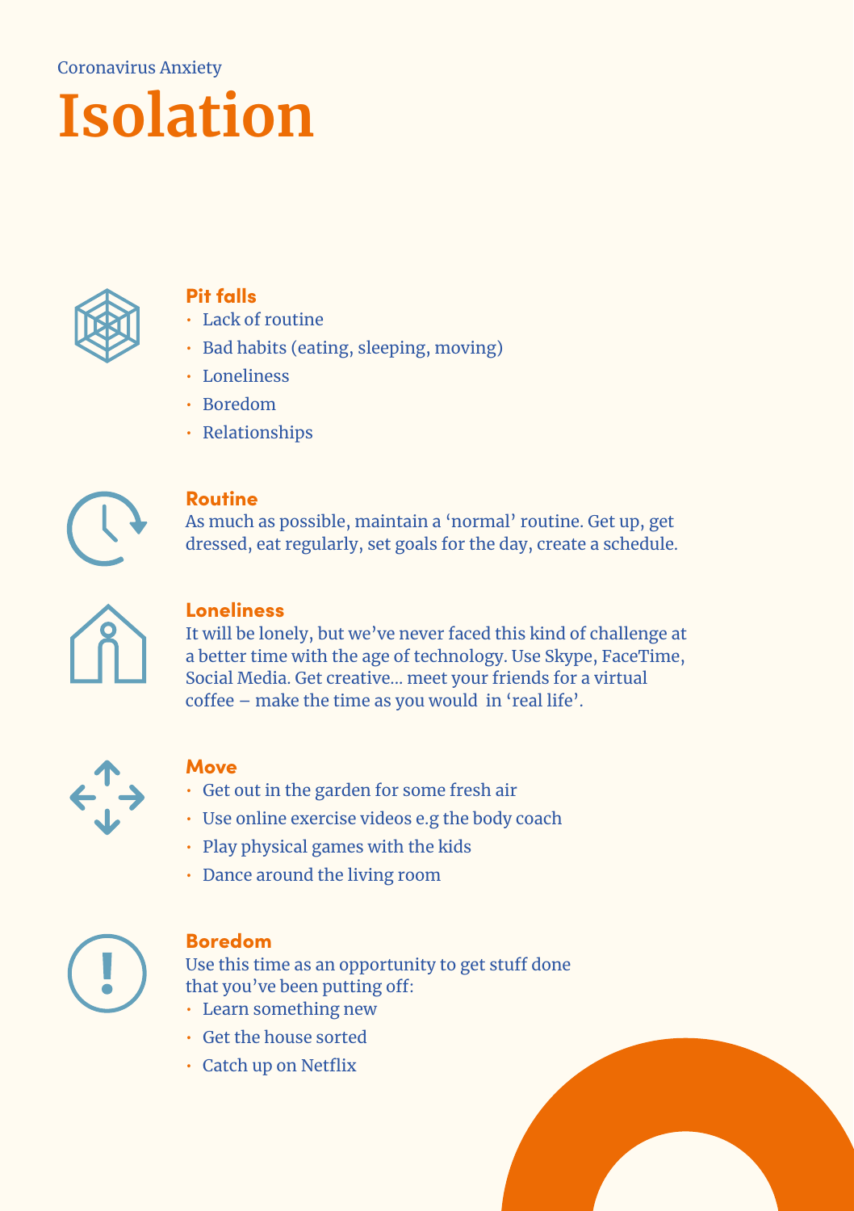Coronavirus Anxiety

# Isolation

## Pit falls

- Lack of routine
- Bad habits (eating, sleeping, moving)
- Loneliness
- Boredom
- Relationships

## Routine

As much as possible, maintain a 'normal' routine. Get up, get dressed, eat regularly, set goals for the day, create a schedule.

## Loneliness

It will be lonely, but we've never faced this kind of challenge at a better time with the age of technology. Use Skype, FaceTime, Social Media. Get creative… meet your friends for a virtual coffee – make the time as you would in 'real life'.

## Move

- Get out in the garden for some fresh air
- Use online exercise videos e.g the body coach
- Play physical games with the kids
- Dance around the living room

## Boredom

Use this time as an opportunity to get stuff done that you've been putting off:

- Learn something new
- Get the house sorted
- Catch up on Netflix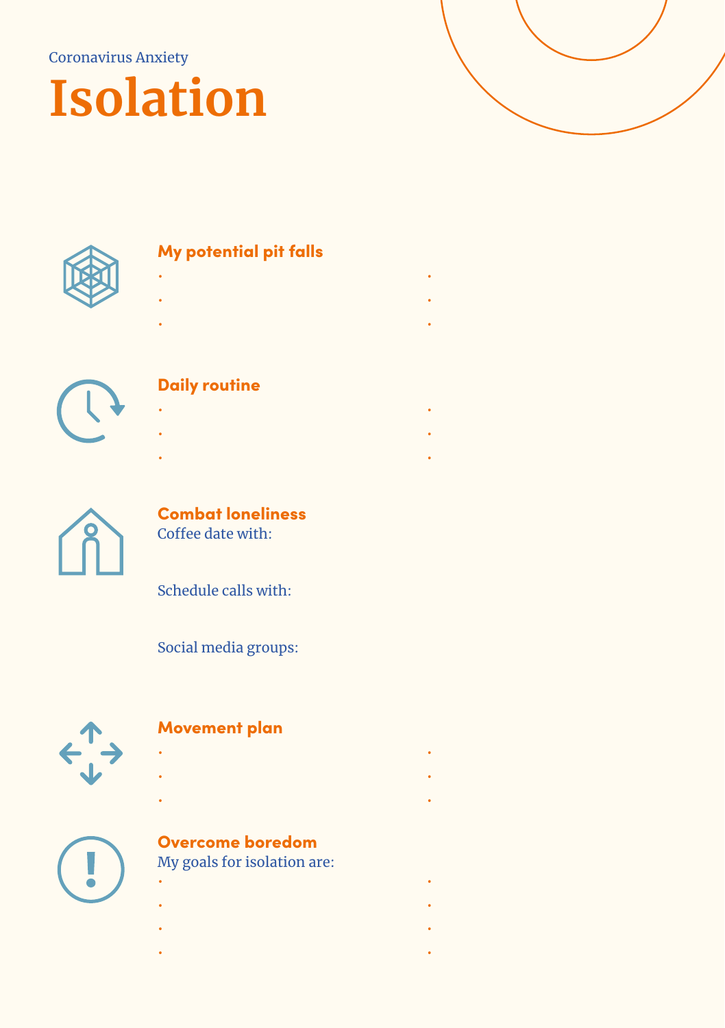Coronavirus Anxiety

# Isolation

## My potential pit falls

- 
- 
- 
- 
- 
- 

## Daily routine

- 
- 
- 
- 
- 
- 

## Combat loneliness

Coffee date with:

Schedule calls with:

Social media groups:

## Movement plan

- 
- 
- 
- 
- 
- 

## Overcome boredom

My goals for isolation are:

- 
- 
- 
- 
- 
- 
- 
-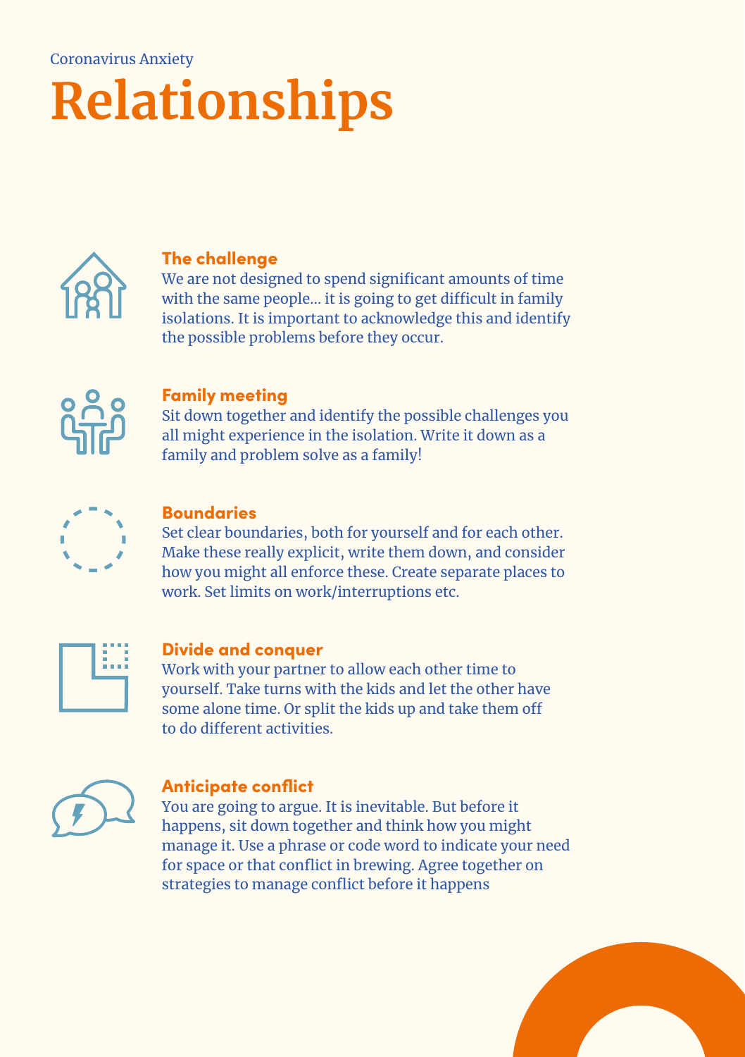Coronavirus Anxiety

# Relationships

## The challenge

We are not designed to spend significant amounts of time with the same people... it is going to get difficult in family isolations. It is important to acknowledge this and identify the possible problems before they occur.

## Family meeting

Sit down together and identify the possible challenges you all might experience in the isolation. Write it down as a family and problem solve as a family!

## Boundaries

Set clear boundaries, both for yourself and for each other. Make these really explicit, write them down, and consider how you might all enforce these. Create separate places to work. Set limits on work/interruptions etc.

## Divide and conquer

Work with your partner to allow each other time to yourself. Take turns with the kids and let the other have some alone time. Or split the kids up and take them off to do different activities.

## Anticipate conflict

You are going to argue. It is inevitable. But before it happens, sit down together and think how you might manage it. Use a phrase or code word to indicate your need for space or that conflict in brewing. Agree together on strategies to manage conflict before it happens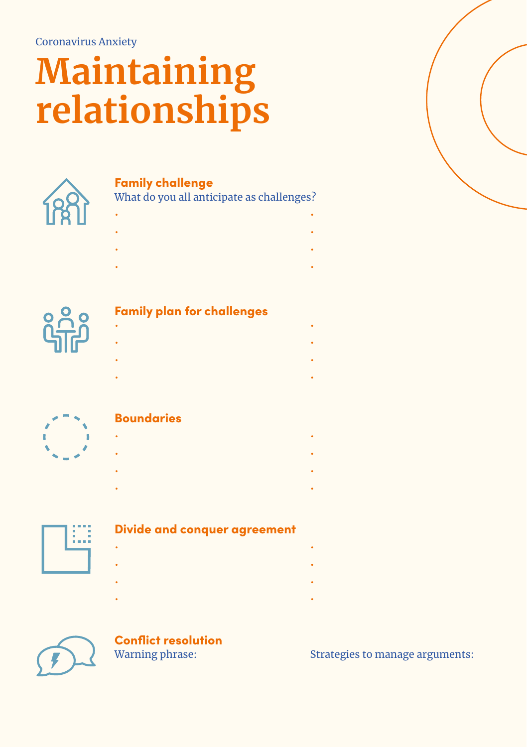Coronavirus Anxiety

# Maintaining relationships

## Family challenge

What do you all anticipate as challenges?

- 
- 
- 
- 

## Family plan for challenges

- 
- 
- 
- 

## Boundaries

- 
- 
- 
- 

## Divide and conquer agreement

- 
- 
- 
- 

## Conflict resolution

Warning phrase:

Strategies to manage arguments: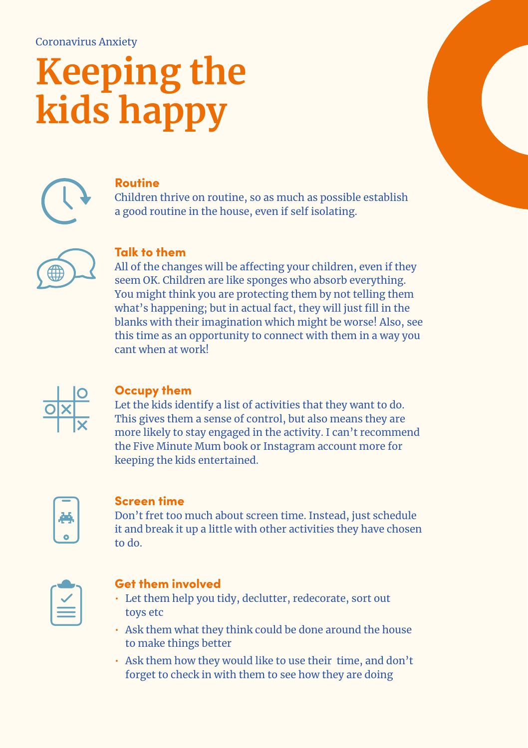Coronavirus Anxiety

# Keeping the kids happy

### Routine

Children thrive on routine, so as much as possible establish a good routine in the house, even if self isolating.

### Talk to them

All of the changes will be affecting your children, even if they seem OK. Children are like sponges who absorb everything. You might think you are protecting them by not telling them what's happening; but in actual fact, they will just fill in the blanks with their imagination which might be worse! Also, see this time as an opportunity to connect with them in a way you cant when at work!

### Occupy them

Let the kids identify a list of activities that they want to do. This gives them a sense of control, but also means they are more likely to stay engaged in the activity. I can't recommend the Five Minute Mum book or Instagram account more for keeping the kids entertained.

### Screen time

Don't fret too much about screen time. Instead, just schedule it and break it up a little with other activities they have chosen to do.

### Get them involved

- Let them help you tidy, declutter, redecorate, sort out toys etc
- Ask them what they think could be done around the house to make things better
- Ask them how they would like to use their time, and don't forget to check in with them to see how they are doing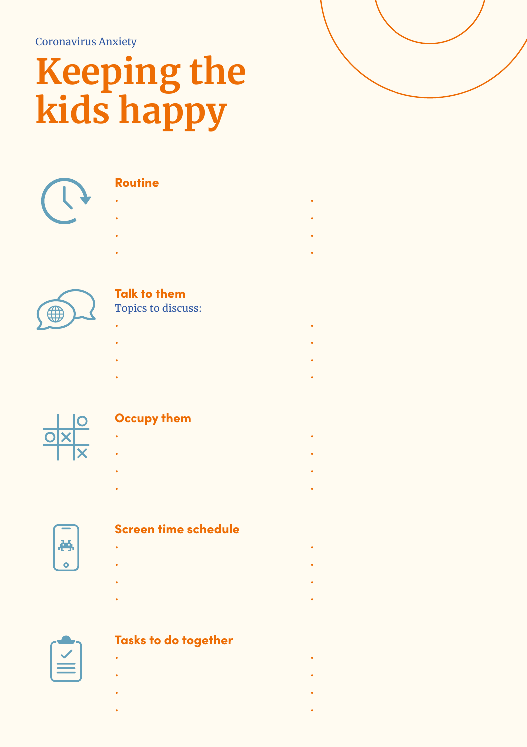Coronavirus Anxiety

# Keeping the kids happy

## Routine

## Talk to them

Topics to discuss:

## Occupy them

## Screen time schedule

## Tasks to do together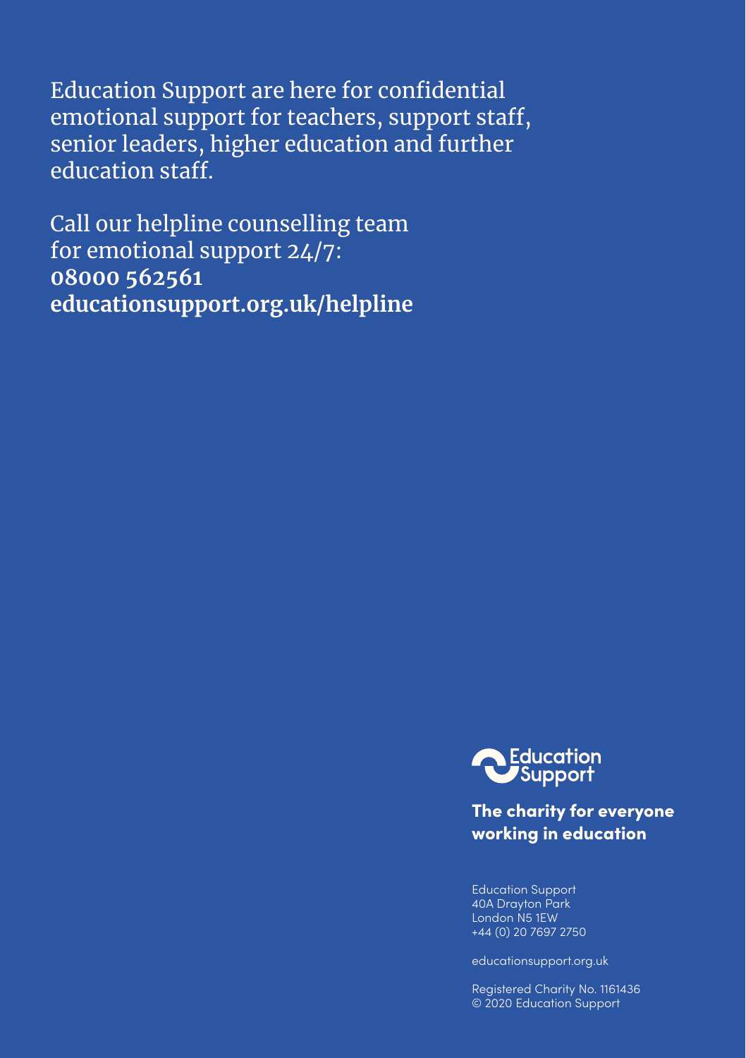Education Support are here for confidential emotional support for teachers, support staff, senior leaders, higher education and further education staff.

Call our helpline counselling team for emotional support 24/7:
**08000 562561**
**educationsupport.org.uk/helpline**

Education Support

**The charity for everyone working in education**

Education Support
40A Drayton Park
London N5 1EW
+44 (0) 20 7697 2750

educationsupport.org.uk

Registered Charity No. 1161436
© 2020 Education Support